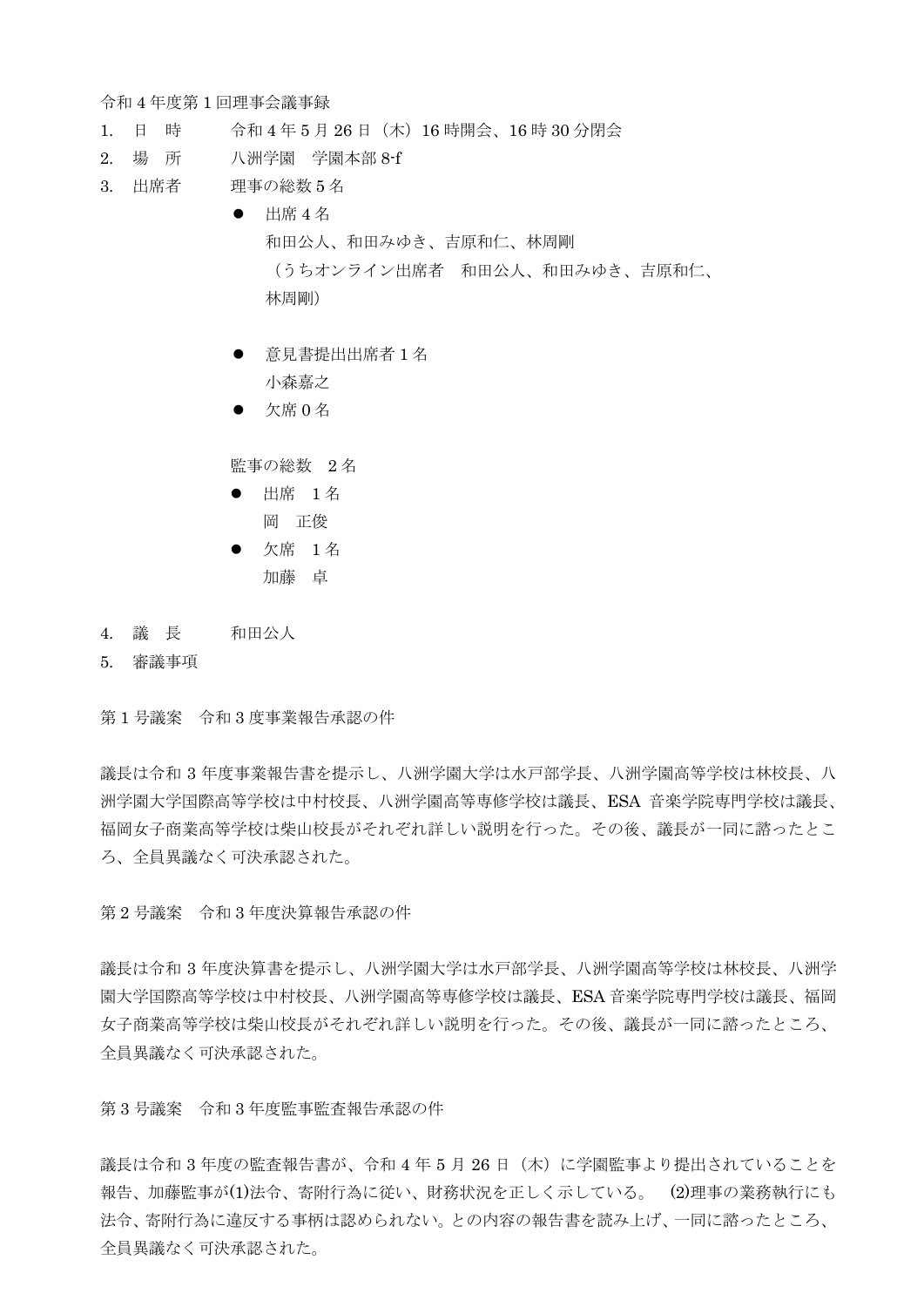# 令和 4 年度第 1 回理事会議事録

1. 日　時　　令和 4 年 5 月 26 日（木）16 時開会、16 時 30 分閉会
2. 場　所　　八洲学園　学園本部 8-f
3. 出席者　　理事の総数 5 名
   - 出席 4 名
     和田公人、和田みゆき、吉原和仁、林周剛
     （うちオンライン出席者　和田公人、和田みゆき、吉原和仁、林周剛）
   - 意見書提出出席者 1 名
     小森嘉之
   - 欠席 0 名

   監事の総数　2 名
   - 出席　1 名
     岡　正俊
   - 欠席　1 名
     加藤　卓
4. 議　長　　和田公人
5. 審議事項

## 第 1 号議案　令和 3 度事業報告承認の件

議長は令和 3 年度事業報告書を提示し、八洲学園大学は水戸部学長、八洲学園高等学校は林校長、八洲学園大学国際高等学校は中村校長、八洲学園高等専修学校は議長、ESA 音楽学院専門学校は議長、福岡女子商業高等学校は柴山校長がそれぞれ詳しい説明を行った。その後、議長が一同に諮ったところ、全員異議なく可決承認された。

## 第 2 号議案　令和 3 年度決算報告承認の件

議長は令和 3 年度決算書を提示し、八洲学園大学は水戸部学長、八洲学園高等学校は林校長、八洲学園大学国際高等学校は中村校長、八洲学園高等専修学校は議長、ESA 音楽学院専門学校は議長、福岡女子商業高等学校は柴山校長がそれぞれ詳しい説明を行った。その後、議長が一同に諮ったところ、全員異議なく可決承認された。

## 第 3 号議案　令和 3 年度監事監査報告承認の件

議長は令和 3 年度の監査報告書が、令和 4 年 5 月 26 日（木）に学園監事より提出されていることを報告、加藤監事が(1)法令、寄附行為に従い、財務状況を正しく示している。　(2)理事の業務執行にも法令、寄附行為に違反する事柄は認められない。との内容の報告書を読み上げ、一同に諮ったところ、全員異議なく可決承認された。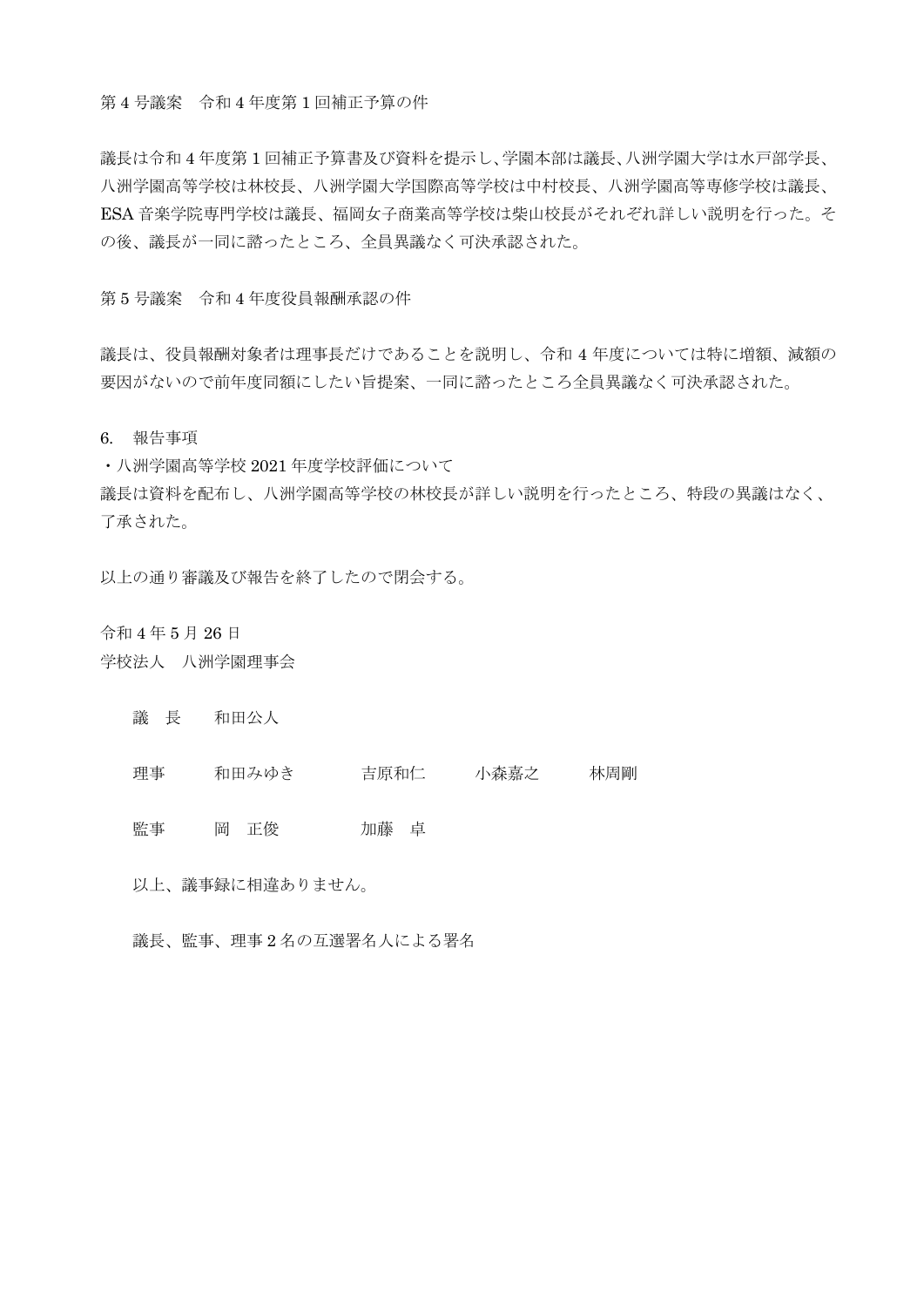第 4 号議案　令和 4 年度第 1 回補正予算の件

議長は令和 4 年度第 1 回補正予算書及び資料を提示し、学園本部は議長、八洲学園大学は水戸部学長、八洲学園高等学校は林校長、八洲学園大学国際高等学校は中村校長、八洲学園高等専修学校は議長、ESA 音楽学院専門学校は議長、福岡女子商業高等学校は柴山校長がそれぞれ詳しい説明を行った。その後、議長が一同に諮ったところ、全員異議なく可決承認された。

第 5 号議案　令和 4 年度役員報酬承認の件

議長は、役員報酬対象者は理事長だけであることを説明し、令和 4 年度については特に増額、減額の要因がないので前年度同額にしたい旨提案、一同に諮ったところ全員異議なく可決承認された。

6. 報告事項

・八洲学園高等学校 2021 年度学校評価について
議長は資料を配布し、八洲学園高等学校の林校長が詳しい説明を行ったところ、特段の異議はなく、了承された。

以上の通り審議及び報告を終了したので閉会する。

令和 4 年 5 月 26 日
学校法人　八洲学園理事会

議　長　　和田公人

理事　　和田みゆき　　吉原和仁　　小森嘉之　　林周剛

監事　　岡　正俊　　加藤　卓

以上、議事録に相違ありません。

議長、監事、理事 2 名の互選署名人による署名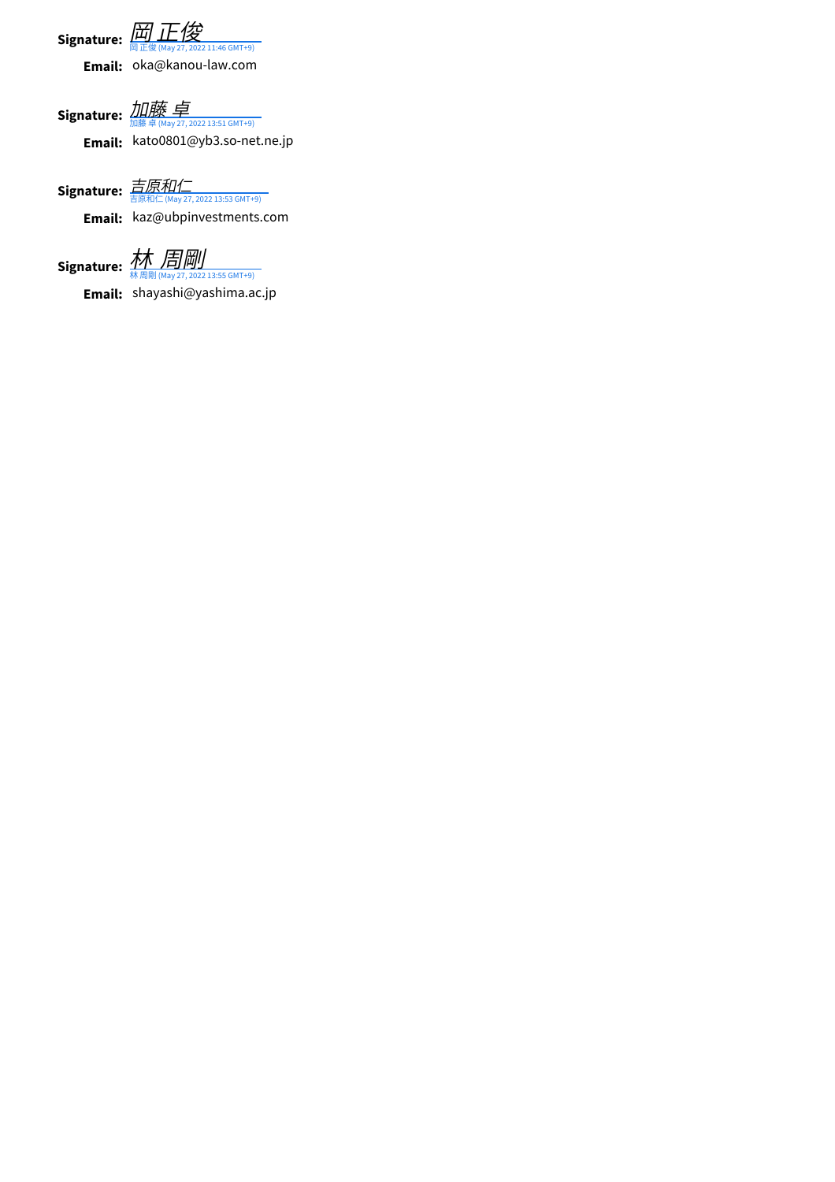**Signature:** *岡 正俊*
岡 正俊 (May 27, 2022 11:46 GMT+9)

**Email:** oka@kanou-law.com

**Signature:** *加藤 卓*
加藤 卓 (May 27, 2022 13:51 GMT+9)

**Email:** kato0801@yb3.so-net.ne.jp

**Signature:** *吉原和仁*
吉原和仁 (May 27, 2022 13:53 GMT+9)

**Email:** kaz@ubpinvestments.com

**Signature:** *林 周剛*
林 周剛 (May 27, 2022 13:55 GMT+9)

**Email:** shayashi@yashima.ac.jp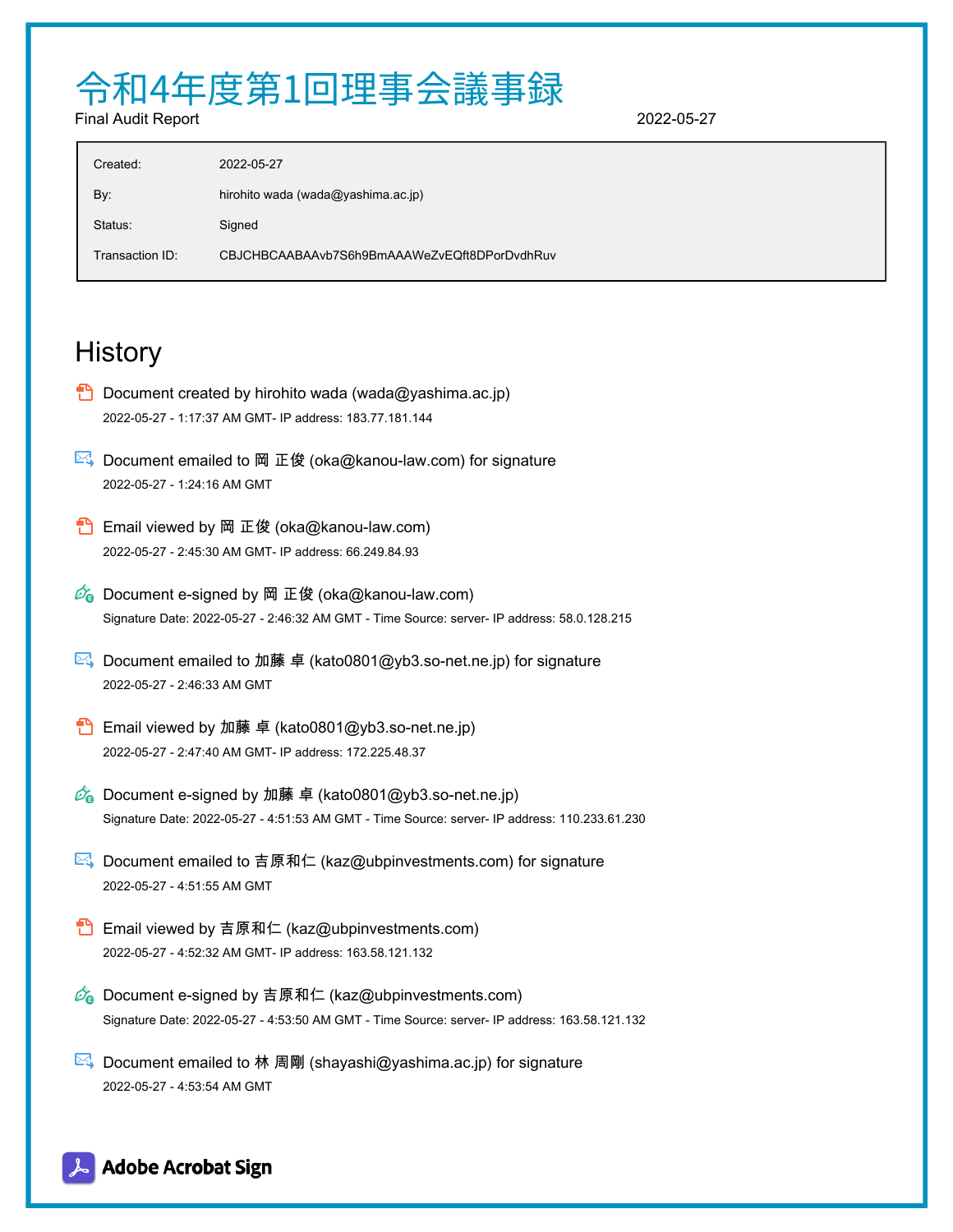# 令和4年度第1回理事会議事録

Final Audit Report 2022-05-27

| | |
|---|---|
| Created: | 2022-05-27 |
| By: | hirohito wada (wada@yashima.ac.jp) |
| Status: | Signed |
| Transaction ID: | CBJCHBCAABAAvb7S6h9BmAAAWeZvEQft8DPorDvdhRuv |

## History

- Document created by hirohito wada (wada@yashima.ac.jp)
  2022-05-27 - 1:17:37 AM GMT- IP address: 183.77.181.144

- Document emailed to 岡 正俊 (oka@kanou-law.com) for signature
  2022-05-27 - 1:24:16 AM GMT

- Email viewed by 岡 正俊 (oka@kanou-law.com)
  2022-05-27 - 2:45:30 AM GMT- IP address: 66.249.84.93

- Document e-signed by 岡 正俊 (oka@kanou-law.com)
  Signature Date: 2022-05-27 - 2:46:32 AM GMT - Time Source: server- IP address: 58.0.128.215

- Document emailed to 加藤 卓 (kato0801@yb3.so-net.ne.jp) for signature
  2022-05-27 - 2:46:33 AM GMT

- Email viewed by 加藤 卓 (kato0801@yb3.so-net.ne.jp)
  2022-05-27 - 2:47:40 AM GMT- IP address: 172.225.48.37

- Document e-signed by 加藤 卓 (kato0801@yb3.so-net.ne.jp)
  Signature Date: 2022-05-27 - 4:51:53 AM GMT - Time Source: server- IP address: 110.233.61.230

- Document emailed to 吉原和仁 (kaz@ubpinvestments.com) for signature
  2022-05-27 - 4:51:55 AM GMT

- Email viewed by 吉原和仁 (kaz@ubpinvestments.com)
  2022-05-27 - 4:52:32 AM GMT- IP address: 163.58.121.132

- Document e-signed by 吉原和仁 (kaz@ubpinvestments.com)
  Signature Date: 2022-05-27 - 4:53:50 AM GMT - Time Source: server- IP address: 163.58.121.132

- Document emailed to 林 周剛 (shayashi@yashima.ac.jp) for signature
  2022-05-27 - 4:53:54 AM GMT

Adobe Acrobat Sign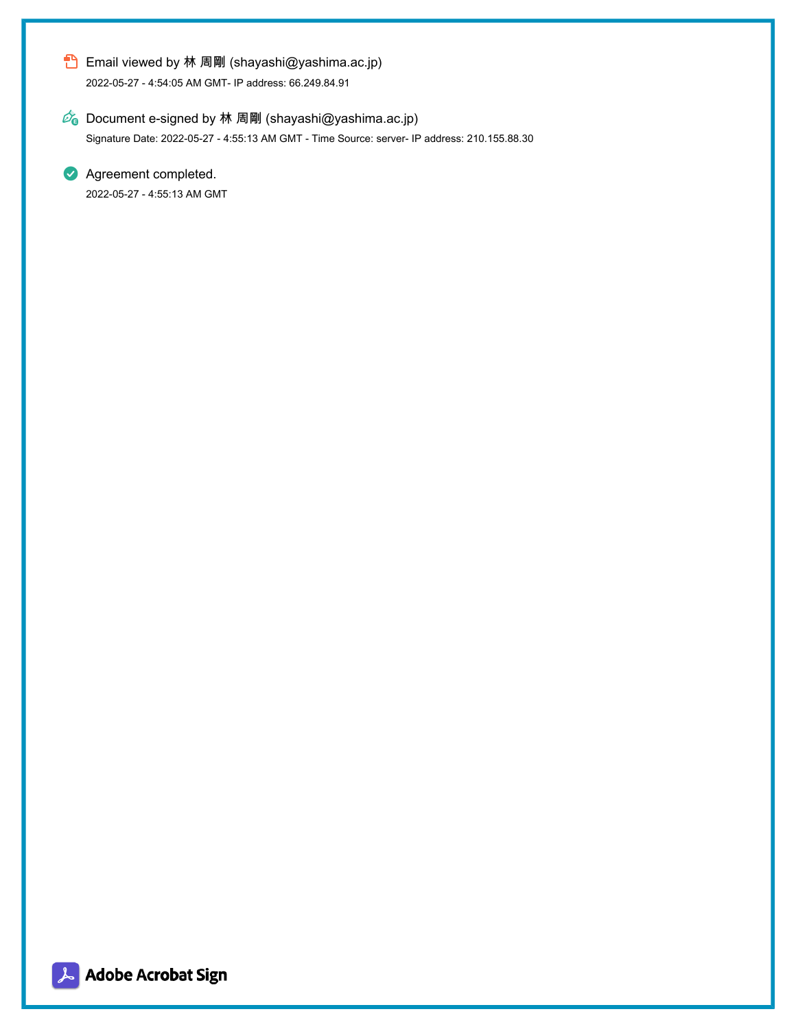Email viewed by 林 周剛 (shayashi@yashima.ac.jp)

2022-05-27 - 4:54:05 AM GMT- IP address: 66.249.84.91

Document e-signed by 林 周剛 (shayashi@yashima.ac.jp)

Signature Date: 2022-05-27 - 4:55:13 AM GMT - Time Source: server- IP address: 210.155.88.30

Agreement completed.

2022-05-27 - 4:55:13 AM GMT